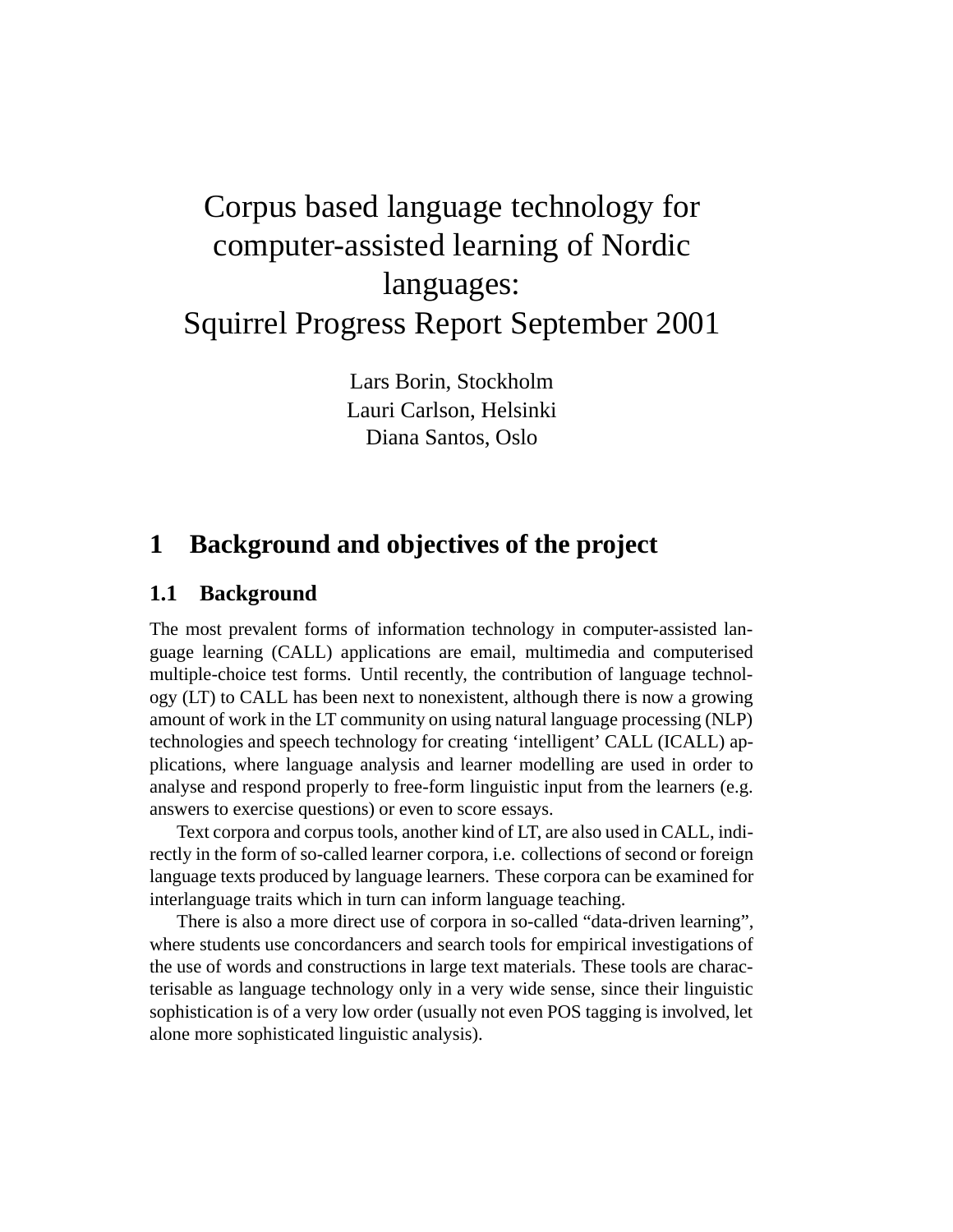# Corpus based language technology for computer-assisted learning of Nordic languages: Squirrel Progress Report September 2001

Lars Borin, Stockholm
Lauri Carlson, Helsinki
Diana Santos, Oslo

## 1 Background and objectives of the project

### 1.1 Background

The most prevalent forms of information technology in computer-assisted language learning (CALL) applications are email, multimedia and computerised multiple-choice test forms. Until recently, the contribution of language technology (LT) to CALL has been next to nonexistent, although there is now a growing amount of work in the LT community on using natural language processing (NLP) technologies and speech technology for creating 'intelligent' CALL (ICALL) applications, where language analysis and learner modelling are used in order to analyse and respond properly to free-form linguistic input from the learners (e.g. answers to exercise questions) or even to score essays.

Text corpora and corpus tools, another kind of LT, are also used in CALL, indirectly in the form of so-called learner corpora, i.e. collections of second or foreign language texts produced by language learners. These corpora can be examined for interlanguage traits which in turn can inform language teaching.

There is also a more direct use of corpora in so-called "data-driven learning", where students use concordancers and search tools for empirical investigations of the use of words and constructions in large text materials. These tools are characterisable as language technology only in a very wide sense, since their linguistic sophistication is of a very low order (usually not even POS tagging is involved, let alone more sophisticated linguistic analysis).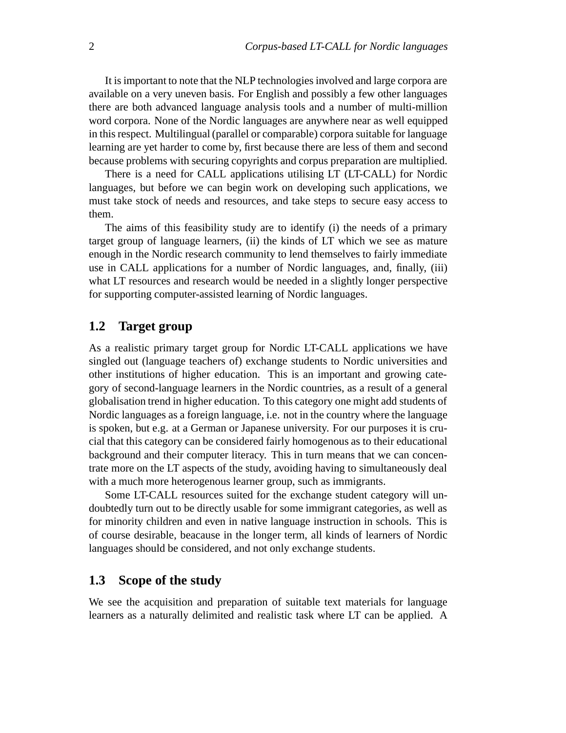It is important to note that the NLP technologies involved and large corpora are available on a very uneven basis. For English and possibly a few other languages there are both advanced language analysis tools and a number of multi-million word corpora. None of the Nordic languages are anywhere near as well equipped in this respect. Multilingual (parallel or comparable) corpora suitable for language learning are yet harder to come by, first because there are less of them and second because problems with securing copyrights and corpus preparation are multiplied.

There is a need for CALL applications utilising LT (LT-CALL) for Nordic languages, but before we can begin work on developing such applications, we must take stock of needs and resources, and take steps to secure easy access to them.

The aims of this feasibility study are to identify (i) the needs of a primary target group of language learners, (ii) the kinds of LT which we see as mature enough in the Nordic research community to lend themselves to fairly immediate use in CALL applications for a number of Nordic languages, and, finally, (iii) what LT resources and research would be needed in a slightly longer perspective for supporting computer-assisted learning of Nordic languages.

## 1.2 Target group

As a realistic primary target group for Nordic LT-CALL applications we have singled out (language teachers of) exchange students to Nordic universities and other institutions of higher education. This is an important and growing category of second-language learners in the Nordic countries, as a result of a general globalisation trend in higher education. To this category one might add students of Nordic languages as a foreign language, i.e. not in the country where the language is spoken, but e.g. at a German or Japanese university. For our purposes it is crucial that this category can be considered fairly homogenous as to their educational background and their computer literacy. This in turn means that we can concentrate more on the LT aspects of the study, avoiding having to simultaneously deal with a much more heterogenous learner group, such as immigrants.

Some LT-CALL resources suited for the exchange student category will undoubtedly turn out to be directly usable for some immigrant categories, as well as for minority children and even in native language instruction in schools. This is of course desirable, beacause in the longer term, all kinds of learners of Nordic languages should be considered, and not only exchange students.

## 1.3 Scope of the study

We see the acquisition and preparation of suitable text materials for language learners as a naturally delimited and realistic task where LT can be applied. A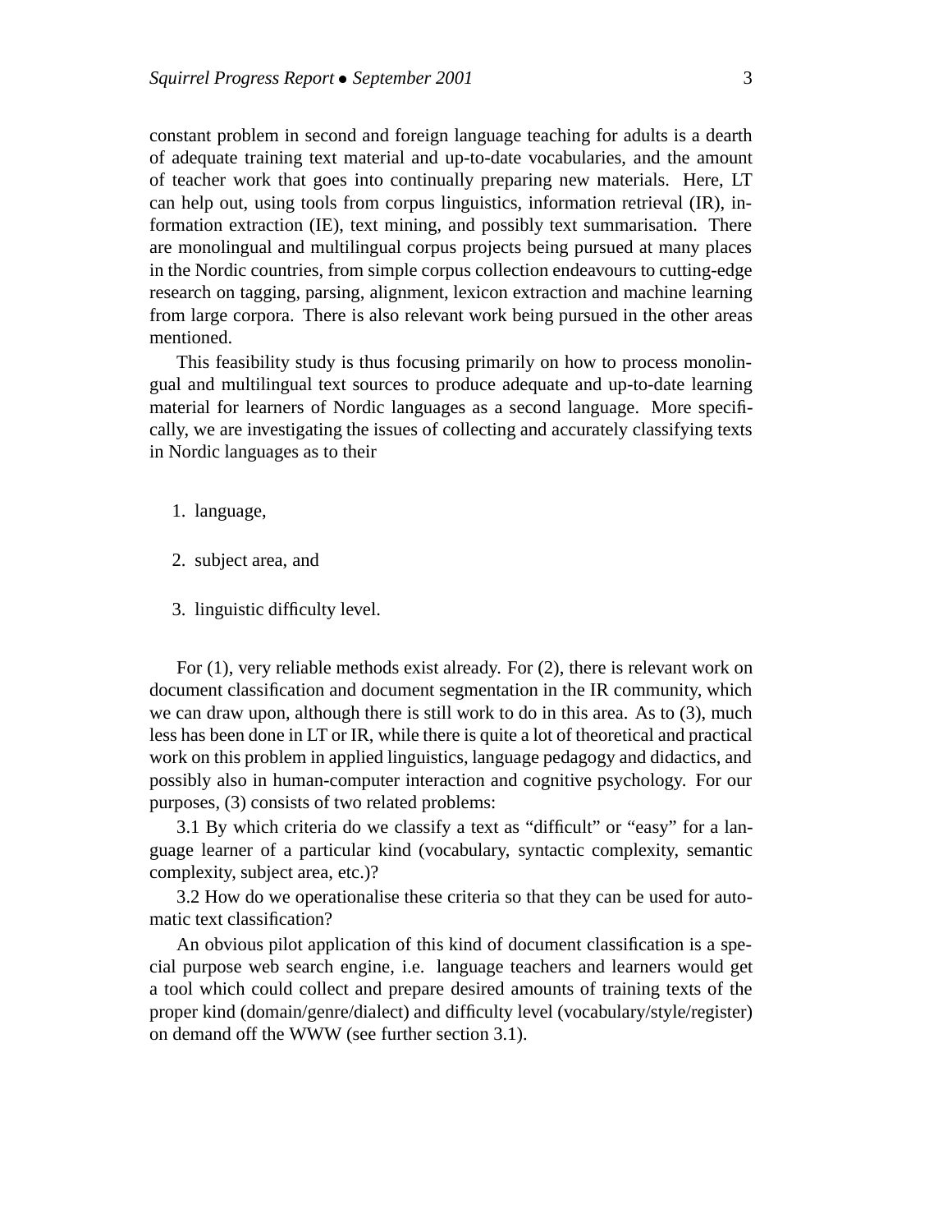constant problem in second and foreign language teaching for adults is a dearth of adequate training text material and up-to-date vocabularies, and the amount of teacher work that goes into continually preparing new materials. Here, LT can help out, using tools from corpus linguistics, information retrieval (IR), information extraction (IE), text mining, and possibly text summarisation. There are monolingual and multilingual corpus projects being pursued at many places in the Nordic countries, from simple corpus collection endeavours to cutting-edge research on tagging, parsing, alignment, lexicon extraction and machine learning from large corpora. There is also relevant work being pursued in the other areas mentioned.

This feasibility study is thus focusing primarily on how to process monolingual and multilingual text sources to produce adequate and up-to-date learning material for learners of Nordic languages as a second language. More specifically, we are investigating the issues of collecting and accurately classifying texts in Nordic languages as to their

1. language,
2. subject area, and
3. linguistic difficulty level.

For (1), very reliable methods exist already. For (2), there is relevant work on document classification and document segmentation in the IR community, which we can draw upon, although there is still work to do in this area. As to (3), much less has been done in LT or IR, while there is quite a lot of theoretical and practical work on this problem in applied linguistics, language pedagogy and didactics, and possibly also in human-computer interaction and cognitive psychology. For our purposes, (3) consists of two related problems:

3.1 By which criteria do we classify a text as "difficult" or "easy" for a language learner of a particular kind (vocabulary, syntactic complexity, semantic complexity, subject area, etc.)?

3.2 How do we operationalise these criteria so that they can be used for automatic text classification?

An obvious pilot application of this kind of document classification is a special purpose web search engine, i.e. language teachers and learners would get a tool which could collect and prepare desired amounts of training texts of the proper kind (domain/genre/dialect) and difficulty level (vocabulary/style/register) on demand off the WWW (see further section 3.1).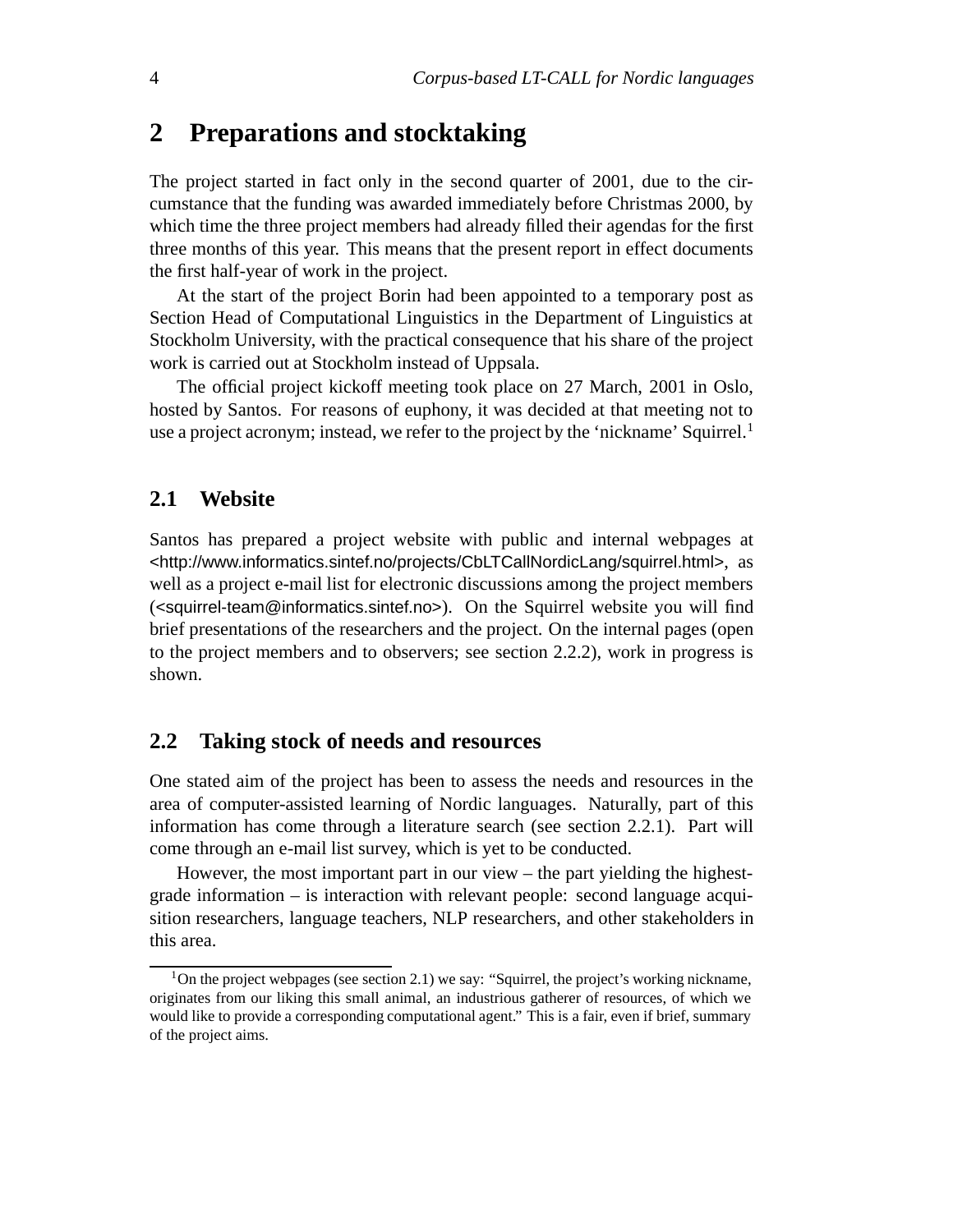# 2 Preparations and stocktaking

The project started in fact only in the second quarter of 2001, due to the circumstance that the funding was awarded immediately before Christmas 2000, by which time the three project members had already filled their agendas for the first three months of this year. This means that the present report in effect documents the first half-year of work in the project.

At the start of the project Borin had been appointed to a temporary post as Section Head of Computational Linguistics in the Department of Linguistics at Stockholm University, with the practical consequence that his share of the project work is carried out at Stockholm instead of Uppsala.

The official project kickoff meeting took place on 27 March, 2001 in Oslo, hosted by Santos. For reasons of euphony, it was decided at that meeting not to use a project acronym; instead, we refer to the project by the 'nickname' Squirrel.[1]

## 2.1 Website

Santos has prepared a project website with public and internal webpages at <http://www.informatics.sintef.no/projects/CbLTCallNordicLang/squirrel.html>, as well as a project e-mail list for electronic discussions among the project members (<squirrel-team@informatics.sintef.no>). On the Squirrel website you will find brief presentations of the researchers and the project. On the internal pages (open to the project members and to observers; see section 2.2.2), work in progress is shown.

## 2.2 Taking stock of needs and resources

One stated aim of the project has been to assess the needs and resources in the area of computer-assisted learning of Nordic languages. Naturally, part of this information has come through a literature search (see section 2.2.1). Part will come through an e-mail list survey, which is yet to be conducted.

However, the most important part in our view – the part yielding the highest-grade information – is interaction with relevant people: second language acquisition researchers, language teachers, NLP researchers, and other stakeholders in this area.

[1] On the project webpages (see section 2.1) we say: "Squirrel, the project's working nickname, originates from our liking this small animal, an industrious gatherer of resources, of which we would like to provide a corresponding computational agent." This is a fair, even if brief, summary of the project aims.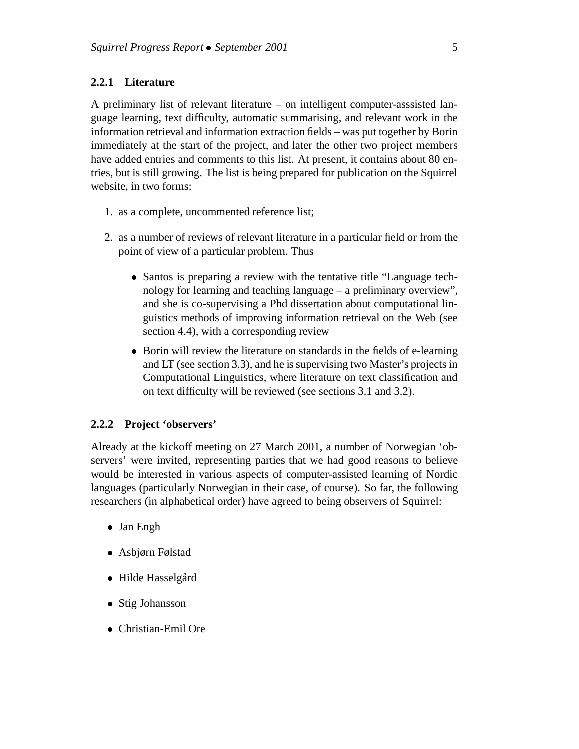### 2.2.1 Literature

A preliminary list of relevant literature – on intelligent computer-asssisted language learning, text difficulty, automatic summarising, and relevant work in the information retrieval and information extraction fields – was put together by Borin immediately at the start of the project, and later the other two project members have added entries and comments to this list. At present, it contains about 80 entries, but is still growing. The list is being prepared for publication on the Squirrel website, in two forms:

1. as a complete, uncommented reference list;
2. as a number of reviews of relevant literature in a particular field or from the point of view of a particular problem. Thus
   - Santos is preparing a review with the tentative title "Language technology for learning and teaching language – a preliminary overview", and she is co-supervising a Phd dissertation about computational linguistics methods of improving information retrieval on the Web (see section 4.4), with a corresponding review
   - Borin will review the literature on standards in the fields of e-learning and LT (see section 3.3), and he is supervising two Master's projects in Computational Linguistics, where literature on text classification and on text difficulty will be reviewed (see sections 3.1 and 3.2).

### 2.2.2 Project 'observers'

Already at the kickoff meeting on 27 March 2001, a number of Norwegian 'observers' were invited, representing parties that we had good reasons to believe would be interested in various aspects of computer-assisted learning of Nordic languages (particularly Norwegian in their case, of course). So far, the following researchers (in alphabetical order) have agreed to being observers of Squirrel:

- Jan Engh
- Asbjørn Følstad
- Hilde Hasselgård
- Stig Johansson
- Christian-Emil Ore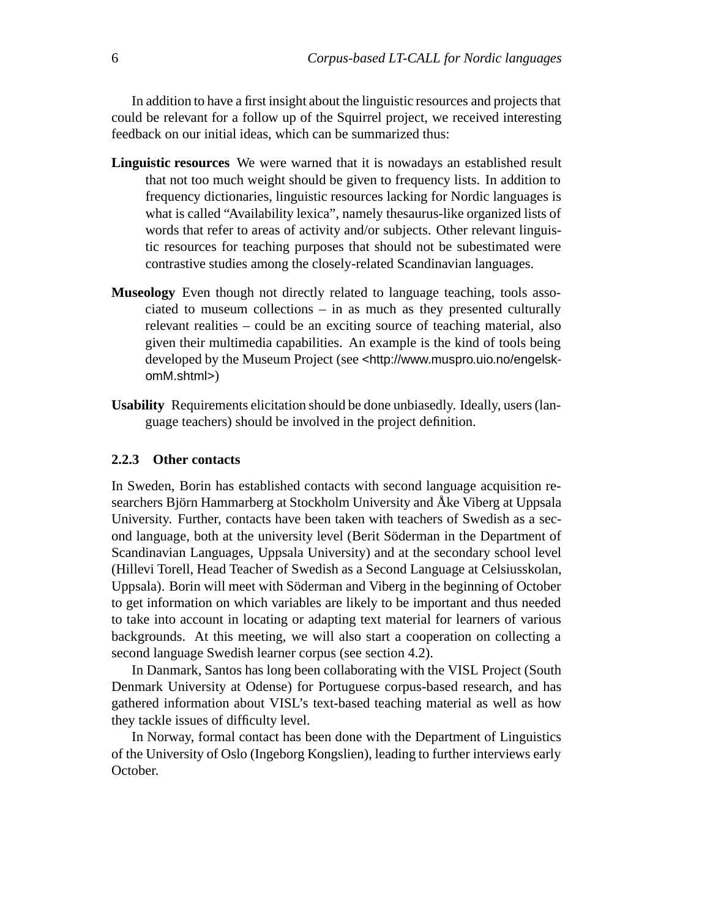In addition to have a first insight about the linguistic resources and projects that could be relevant for a follow up of the Squirrel project, we received interesting feedback on our initial ideas, which can be summarized thus:

**Linguistic resources** We were warned that it is nowadays an established result that not too much weight should be given to frequency lists. In addition to frequency dictionaries, linguistic resources lacking for Nordic languages is what is called "Availability lexica", namely thesaurus-like organized lists of words that refer to areas of activity and/or subjects. Other relevant linguistic resources for teaching purposes that should not be subestimated were contrastive studies among the closely-related Scandinavian languages.

**Museology** Even though not directly related to language teaching, tools associated to museum collections – in as much as they presented culturally relevant realities – could be an exciting source of teaching material, also given their multimedia capabilities. An example is the kind of tools being developed by the Museum Project (see <http://www.muspro.uio.no/engelsk-omM.shtml>)

**Usability** Requirements elicitation should be done unbiasedly. Ideally, users (language teachers) should be involved in the project definition.

### 2.2.3 Other contacts

In Sweden, Borin has established contacts with second language acquisition researchers Björn Hammarberg at Stockholm University and Åke Viberg at Uppsala University. Further, contacts have been taken with teachers of Swedish as a second language, both at the university level (Berit Söderman in the Department of Scandinavian Languages, Uppsala University) and at the secondary school level (Hillevi Torell, Head Teacher of Swedish as a Second Language at Celsiusskolan, Uppsala). Borin will meet with Söderman and Viberg in the beginning of October to get information on which variables are likely to be important and thus needed to take into account in locating or adapting text material for learners of various backgrounds. At this meeting, we will also start a cooperation on collecting a second language Swedish learner corpus (see section 4.2).

In Danmark, Santos has long been collaborating with the VISL Project (South Denmark University at Odense) for Portuguese corpus-based research, and has gathered information about VISL's text-based teaching material as well as how they tackle issues of difficulty level.

In Norway, formal contact has been done with the Department of Linguistics of the University of Oslo (Ingeborg Kongslien), leading to further interviews early October.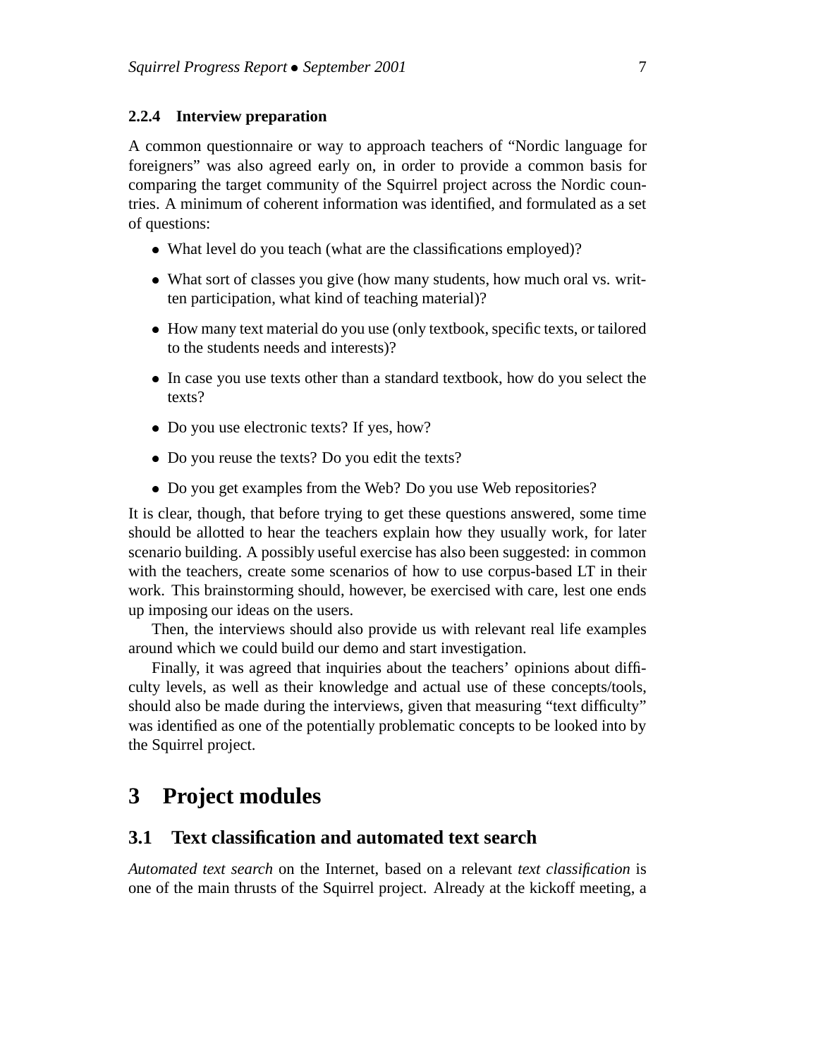#### 2.2.4 Interview preparation

A common questionnaire or way to approach teachers of “Nordic language for foreigners” was also agreed early on, in order to provide a common basis for comparing the target community of the Squirrel project across the Nordic countries. A minimum of coherent information was identified, and formulated as a set of questions:

- What level do you teach (what are the classifications employed)?
- What sort of classes you give (how many students, how much oral vs. written participation, what kind of teaching material)?
- How many text material do you use (only textbook, specific texts, or tailored to the students needs and interests)?
- In case you use texts other than a standard textbook, how do you select the texts?
- Do you use electronic texts? If yes, how?
- Do you reuse the texts? Do you edit the texts?
- Do you get examples from the Web? Do you use Web repositories?

It is clear, though, that before trying to get these questions answered, some time should be allotted to hear the teachers explain how they usually work, for later scenario building. A possibly useful exercise has also been suggested: in common with the teachers, create some scenarios of how to use corpus-based LT in their work. This brainstorming should, however, be exercised with care, lest one ends up imposing our ideas on the users.

Then, the interviews should also provide us with relevant real life examples around which we could build our demo and start investigation.

Finally, it was agreed that inquiries about the teachers’ opinions about difficulty levels, as well as their knowledge and actual use of these concepts/tools, should also be made during the interviews, given that measuring “text difficulty” was identified as one of the potentially problematic concepts to be looked into by the Squirrel project.

# 3 Project modules

## 3.1 Text classification and automated text search

*Automated text search* on the Internet, based on a relevant *text classification* is one of the main thrusts of the Squirrel project. Already at the kickoff meeting, a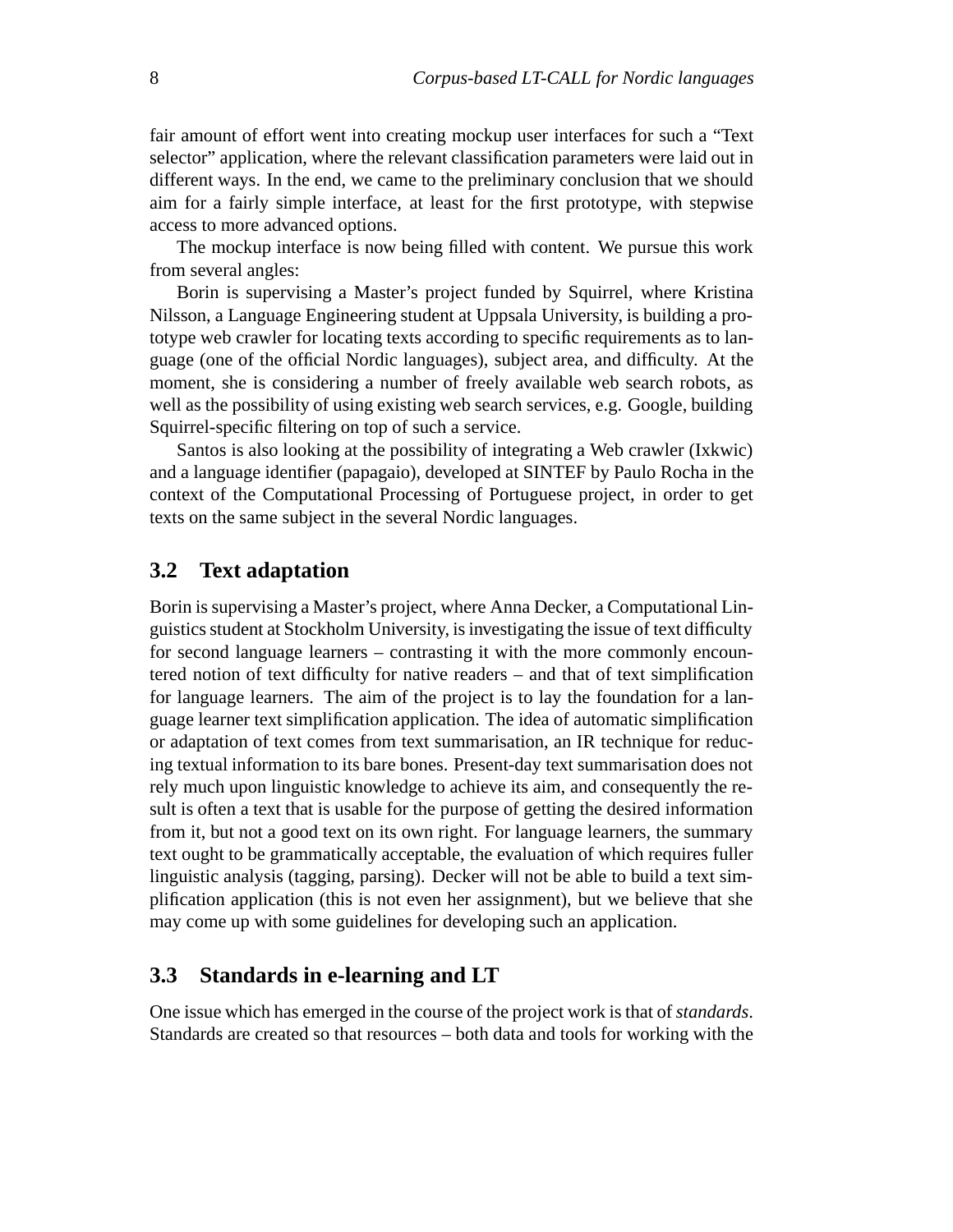fair amount of effort went into creating mockup user interfaces for such a "Text selector" application, where the relevant classification parameters were laid out in different ways. In the end, we came to the preliminary conclusion that we should aim for a fairly simple interface, at least for the first prototype, with stepwise access to more advanced options.

The mockup interface is now being filled with content. We pursue this work from several angles:

Borin is supervising a Master's project funded by Squirrel, where Kristina Nilsson, a Language Engineering student at Uppsala University, is building a prototype web crawler for locating texts according to specific requirements as to language (one of the official Nordic languages), subject area, and difficulty. At the moment, she is considering a number of freely available web search robots, as well as the possibility of using existing web search services, e.g. Google, building Squirrel-specific filtering on top of such a service.

Santos is also looking at the possibility of integrating a Web crawler (Ixkwic) and a language identifier (papagaio), developed at SINTEF by Paulo Rocha in the context of the Computational Processing of Portuguese project, in order to get texts on the same subject in the several Nordic languages.

## 3.2 Text adaptation

Borin is supervising a Master's project, where Anna Decker, a Computational Linguistics student at Stockholm University, is investigating the issue of text difficulty for second language learners – contrasting it with the more commonly encountered notion of text difficulty for native readers – and that of text simplification for language learners. The aim of the project is to lay the foundation for a language learner text simplification application. The idea of automatic simplification or adaptation of text comes from text summarisation, an IR technique for reducing textual information to its bare bones. Present-day text summarisation does not rely much upon linguistic knowledge to achieve its aim, and consequently the result is often a text that is usable for the purpose of getting the desired information from it, but not a good text on its own right. For language learners, the summary text ought to be grammatically acceptable, the evaluation of which requires fuller linguistic analysis (tagging, parsing). Decker will not be able to build a text simplification application (this is not even her assignment), but we believe that she may come up with some guidelines for developing such an application.

## 3.3 Standards in e-learning and LT

One issue which has emerged in the course of the project work is that of *standards*. Standards are created so that resources – both data and tools for working with the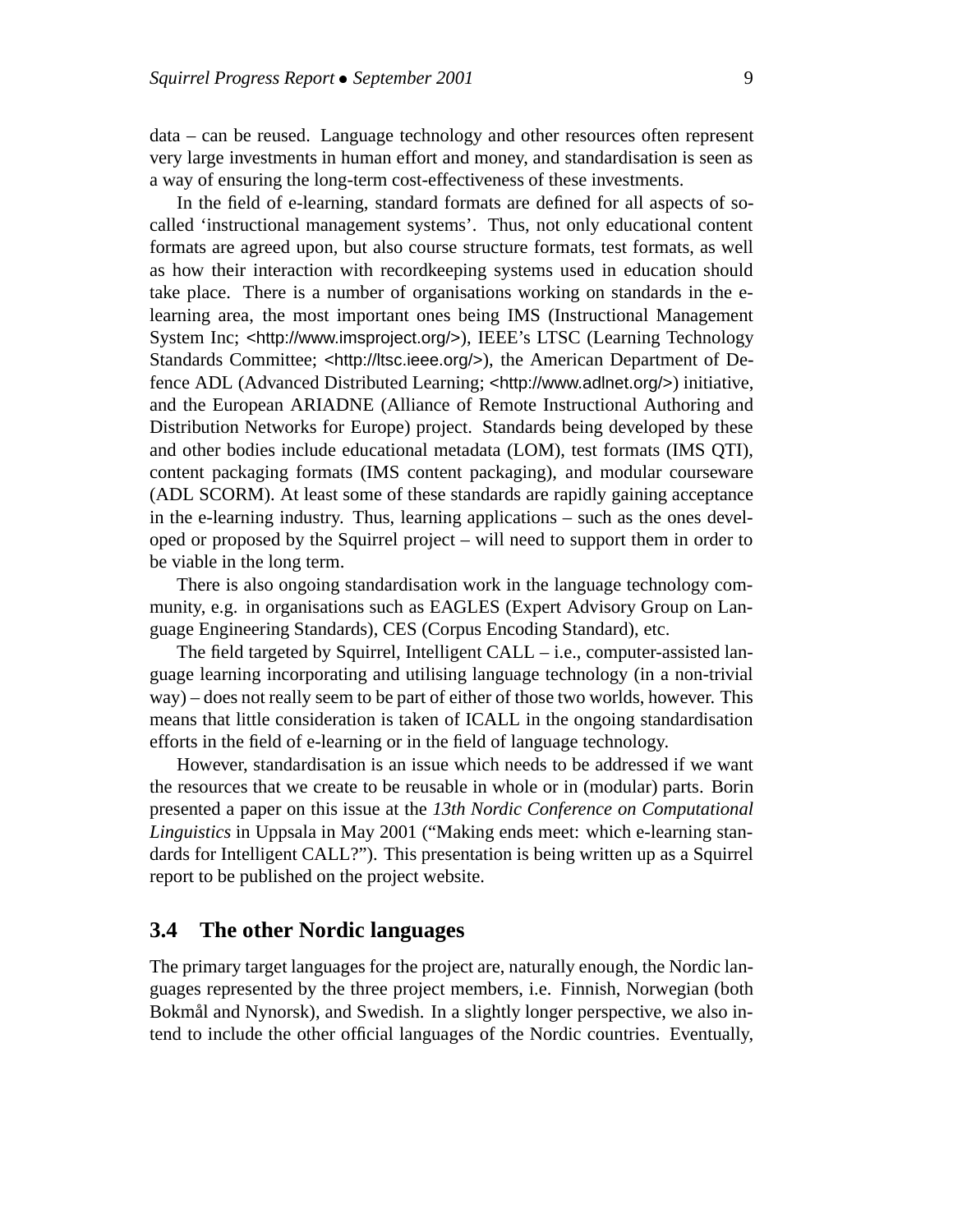data – can be reused. Language technology and other resources often represent very large investments in human effort and money, and standardisation is seen as a way of ensuring the long-term cost-effectiveness of these investments.

In the field of e-learning, standard formats are defined for all aspects of so-called 'instructional management systems'. Thus, not only educational content formats are agreed upon, but also course structure formats, test formats, as well as how their interaction with recordkeeping systems used in education should take place. There is a number of organisations working on standards in the e-learning area, the most important ones being IMS (Instructional Management System Inc; <http://www.imsproject.org/>), IEEE's LTSC (Learning Technology Standards Committee; <http://ltsc.ieee.org/>), the American Department of Defence ADL (Advanced Distributed Learning; <http://www.adlnet.org/>) initiative, and the European ARIADNE (Alliance of Remote Instructional Authoring and Distribution Networks for Europe) project. Standards being developed by these and other bodies include educational metadata (LOM), test formats (IMS QTI), content packaging formats (IMS content packaging), and modular courseware (ADL SCORM). At least some of these standards are rapidly gaining acceptance in the e-learning industry. Thus, learning applications – such as the ones developed or proposed by the Squirrel project – will need to support them in order to be viable in the long term.

There is also ongoing standardisation work in the language technology community, e.g. in organisations such as EAGLES (Expert Advisory Group on Language Engineering Standards), CES (Corpus Encoding Standard), etc.

The field targeted by Squirrel, Intelligent CALL – i.e., computer-assisted language learning incorporating and utilising language technology (in a non-trivial way) – does not really seem to be part of either of those two worlds, however. This means that little consideration is taken of ICALL in the ongoing standardisation efforts in the field of e-learning or in the field of language technology.

However, standardisation is an issue which needs to be addressed if we want the resources that we create to be reusable in whole or in (modular) parts. Borin presented a paper on this issue at the *13th Nordic Conference on Computational Linguistics* in Uppsala in May 2001 ("Making ends meet: which e-learning standards for Intelligent CALL?"). This presentation is being written up as a Squirrel report to be published on the project website.

## 3.4 The other Nordic languages

The primary target languages for the project are, naturally enough, the Nordic languages represented by the three project members, i.e. Finnish, Norwegian (both Bokmål and Nynorsk), and Swedish. In a slightly longer perspective, we also intend to include the other official languages of the Nordic countries. Eventually,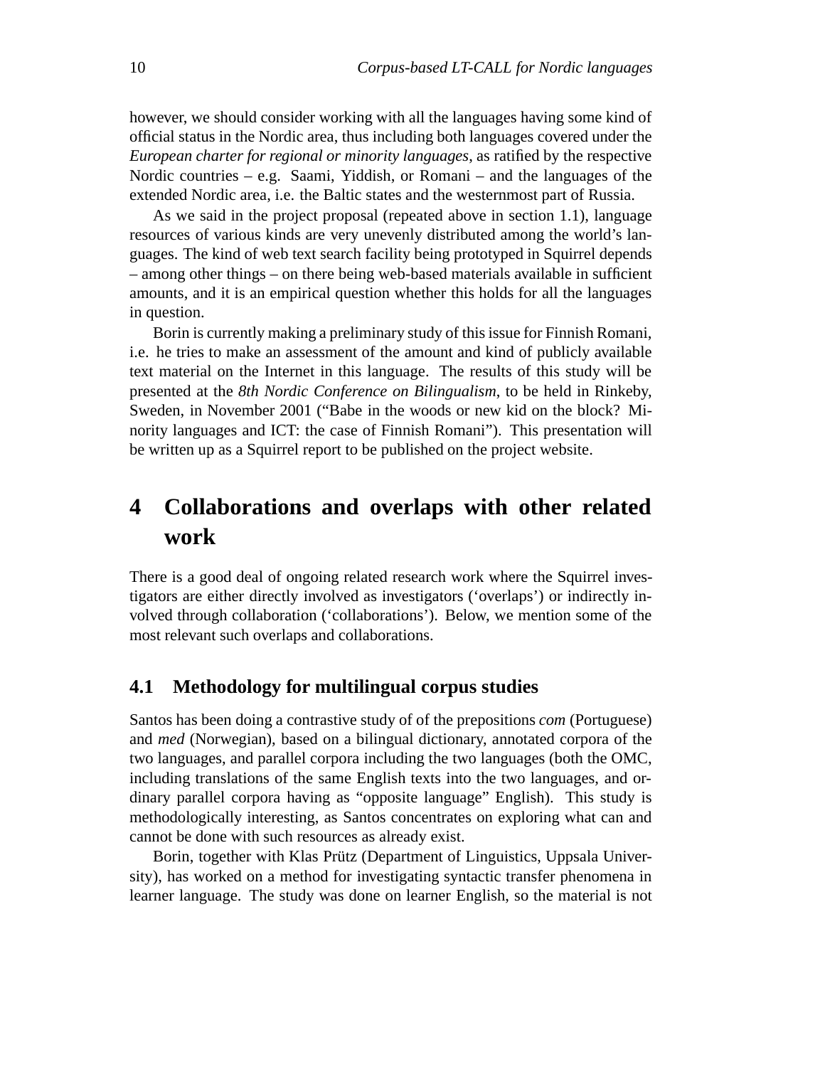however, we should consider working with all the languages having some kind of official status in the Nordic area, thus including both languages covered under the *European charter for regional or minority languages*, as ratified by the respective Nordic countries – e.g. Saami, Yiddish, or Romani – and the languages of the extended Nordic area, i.e. the Baltic states and the westernmost part of Russia.

As we said in the project proposal (repeated above in section 1.1), language resources of various kinds are very unevenly distributed among the world's languages. The kind of web text search facility being prototyped in Squirrel depends – among other things – on there being web-based materials available in sufficient amounts, and it is an empirical question whether this holds for all the languages in question.

Borin is currently making a preliminary study of this issue for Finnish Romani, i.e. he tries to make an assessment of the amount and kind of publicly available text material on the Internet in this language. The results of this study will be presented at the *8th Nordic Conference on Bilingualism*, to be held in Rinkeby, Sweden, in November 2001 ("Babe in the woods or new kid on the block? Minority languages and ICT: the case of Finnish Romani"). This presentation will be written up as a Squirrel report to be published on the project website.

# 4 Collaborations and overlaps with other related work

There is a good deal of ongoing related research work where the Squirrel investigators are either directly involved as investigators ('overlaps') or indirectly involved through collaboration ('collaborations'). Below, we mention some of the most relevant such overlaps and collaborations.

## 4.1 Methodology for multilingual corpus studies

Santos has been doing a contrastive study of of the prepositions *com* (Portuguese) and *med* (Norwegian), based on a bilingual dictionary, annotated corpora of the two languages, and parallel corpora including the two languages (both the OMC, including translations of the same English texts into the two languages, and ordinary parallel corpora having as "opposite language" English). This study is methodologically interesting, as Santos concentrates on exploring what can and cannot be done with such resources as already exist.

Borin, together with Klas Prütz (Department of Linguistics, Uppsala University), has worked on a method for investigating syntactic transfer phenomena in learner language. The study was done on learner English, so the material is not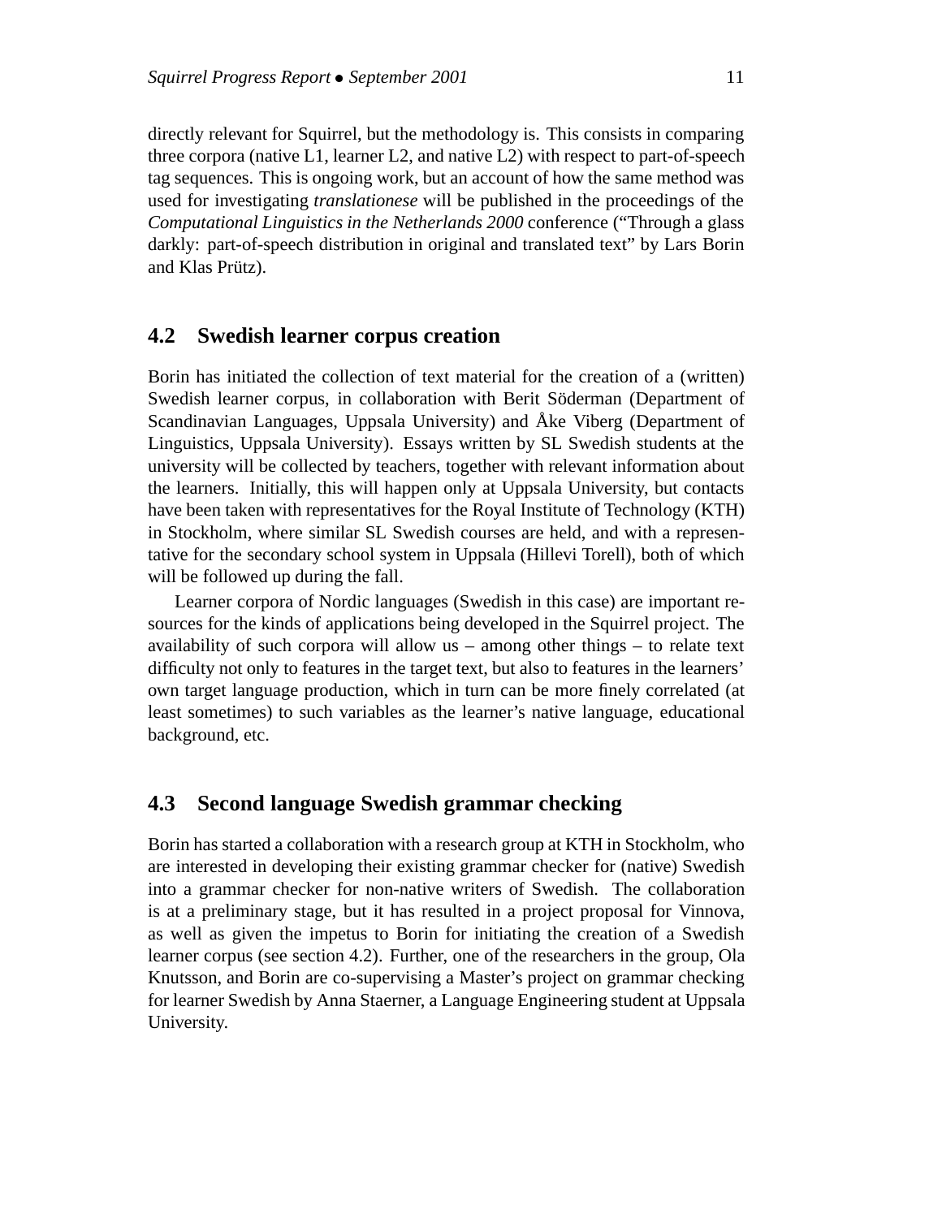directly relevant for Squirrel, but the methodology is. This consists in comparing three corpora (native L1, learner L2, and native L2) with respect to part-of-speech tag sequences. This is ongoing work, but an account of how the same method was used for investigating *translationese* will be published in the proceedings of the *Computational Linguistics in the Netherlands 2000* conference ("Through a glass darkly: part-of-speech distribution in original and translated text" by Lars Borin and Klas Prütz).

## 4.2 Swedish learner corpus creation

Borin has initiated the collection of text material for the creation of a (written) Swedish learner corpus, in collaboration with Berit Söderman (Department of Scandinavian Languages, Uppsala University) and Åke Viberg (Department of Linguistics, Uppsala University). Essays written by SL Swedish students at the university will be collected by teachers, together with relevant information about the learners. Initially, this will happen only at Uppsala University, but contacts have been taken with representatives for the Royal Institute of Technology (KTH) in Stockholm, where similar SL Swedish courses are held, and with a representative for the secondary school system in Uppsala (Hillevi Torell), both of which will be followed up during the fall.

Learner corpora of Nordic languages (Swedish in this case) are important resources for the kinds of applications being developed in the Squirrel project. The availability of such corpora will allow us – among other things – to relate text difficulty not only to features in the target text, but also to features in the learners' own target language production, which in turn can be more finely correlated (at least sometimes) to such variables as the learner's native language, educational background, etc.

## 4.3 Second language Swedish grammar checking

Borin has started a collaboration with a research group at KTH in Stockholm, who are interested in developing their existing grammar checker for (native) Swedish into a grammar checker for non-native writers of Swedish. The collaboration is at a preliminary stage, but it has resulted in a project proposal for Vinnova, as well as given the impetus to Borin for initiating the creation of a Swedish learner corpus (see section 4.2). Further, one of the researchers in the group, Ola Knutsson, and Borin are co-supervising a Master's project on grammar checking for learner Swedish by Anna Staerner, a Language Engineering student at Uppsala University.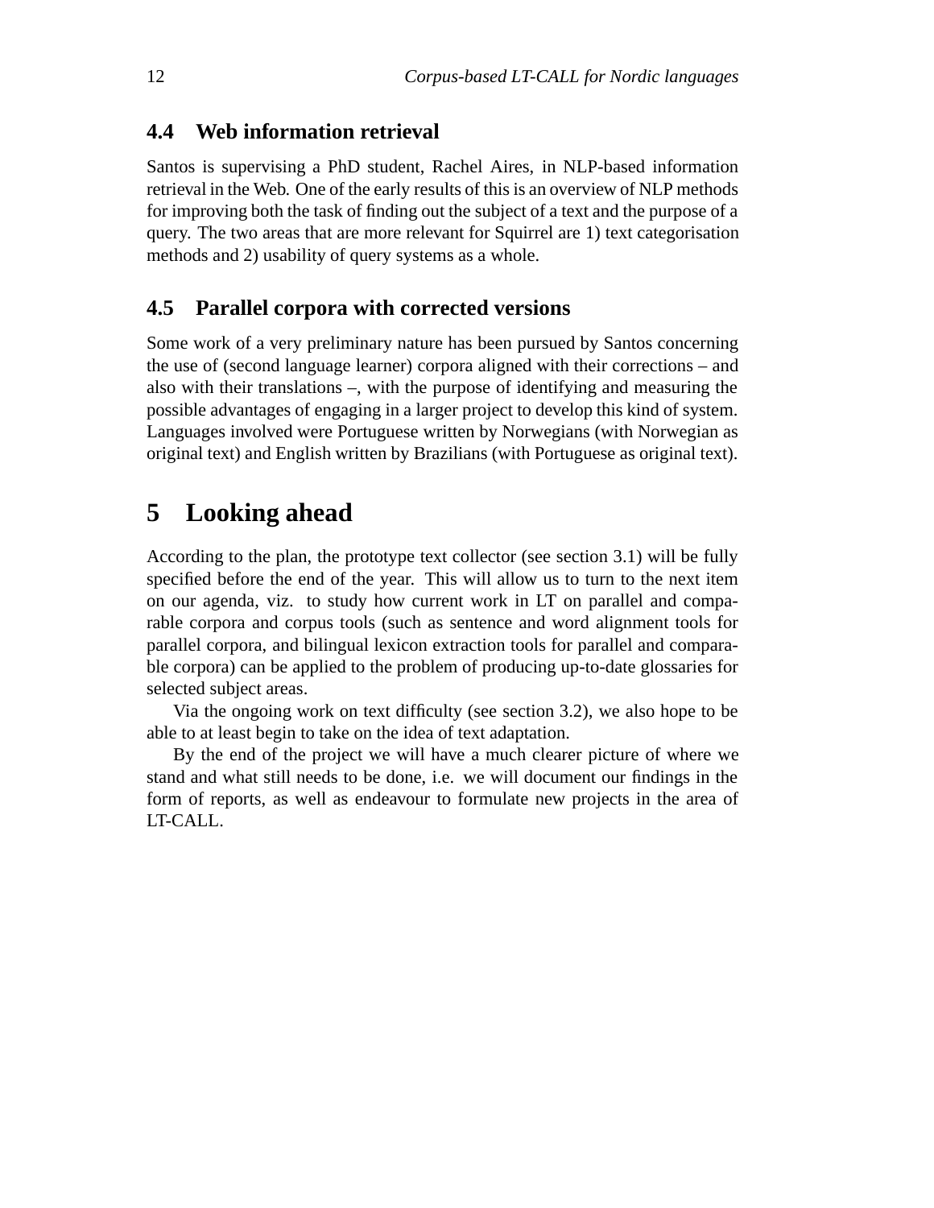### 4.4 Web information retrieval

Santos is supervising a PhD student, Rachel Aires, in NLP-based information retrieval in the Web. One of the early results of this is an overview of NLP methods for improving both the task of finding out the subject of a text and the purpose of a query. The two areas that are more relevant for Squirrel are 1) text categorisation methods and 2) usability of query systems as a whole.

### 4.5 Parallel corpora with corrected versions

Some work of a very preliminary nature has been pursued by Santos concerning the use of (second language learner) corpora aligned with their corrections – and also with their translations –, with the purpose of identifying and measuring the possible advantages of engaging in a larger project to develop this kind of system. Languages involved were Portuguese written by Norwegians (with Norwegian as original text) and English written by Brazilians (with Portuguese as original text).

## 5 Looking ahead

According to the plan, the prototype text collector (see section 3.1) will be fully specified before the end of the year. This will allow us to turn to the next item on our agenda, viz. to study how current work in LT on parallel and comparable corpora and corpus tools (such as sentence and word alignment tools for parallel corpora, and bilingual lexicon extraction tools for parallel and comparable corpora) can be applied to the problem of producing up-to-date glossaries for selected subject areas.

Via the ongoing work on text difficulty (see section 3.2), we also hope to be able to at least begin to take on the idea of text adaptation.

By the end of the project we will have a much clearer picture of where we stand and what still needs to be done, i.e. we will document our findings in the form of reports, as well as endeavour to formulate new projects in the area of LT-CALL.